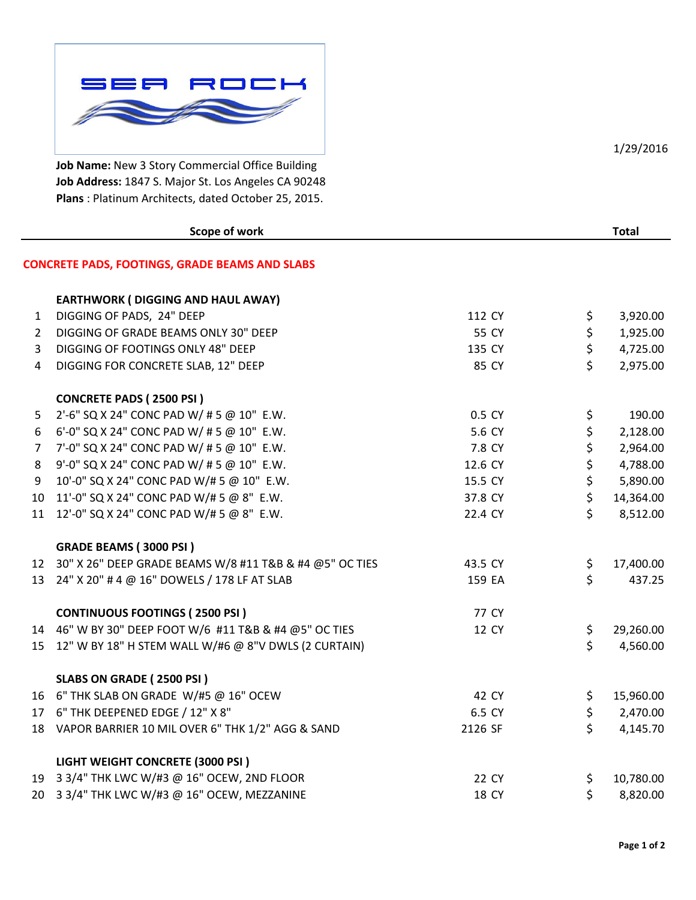SEA ROCK

1/29/2016

**Job Name:** New 3 Story Commercial Office Building
**Job Address:** 1847 S. Major St. Los Angeles CA 90248
**Plans** : Platinum Architects, dated October 25, 2015.

| | Scope of work | | Total |
|---|---|---|---|
| | **CONCRETE PADS, FOOTINGS, GRADE BEAMS AND SLABS** | | |
| | **EARTHWORK ( DIGGING AND HAUL AWAY)** | | |
| 1 | DIGGING OF PADS, 24" DEEP | 112 CY | $ 3,920.00 |
| 2 | DIGGING OF GRADE BEAMS ONLY 30" DEEP | 55 CY | $ 1,925.00 |
| 3 | DIGGING OF FOOTINGS ONLY 48" DEEP | 135 CY | $ 4,725.00 |
| 4 | DIGGING FOR CONCRETE SLAB, 12" DEEP | 85 CY | $ 2,975.00 |
| | **CONCRETE PADS ( 2500 PSI )** | | |
| 5 | 2'-6" SQ X 24" CONC PAD W/ # 5 @ 10" E.W. | 0.5 CY | $ 190.00 |
| 6 | 6'-0" SQ X 24" CONC PAD W/ # 5 @ 10" E.W. | 5.6 CY | $ 2,128.00 |
| 7 | 7'-0" SQ X 24" CONC PAD W/ # 5 @ 10" E.W. | 7.8 CY | $ 2,964.00 |
| 8 | 9'-0" SQ X 24" CONC PAD W/ # 5 @ 10" E.W. | 12.6 CY | $ 4,788.00 |
| 9 | 10'-0" SQ X 24" CONC PAD W/# 5 @ 10" E.W. | 15.5 CY | $ 5,890.00 |
| 10 | 11'-0" SQ X 24" CONC PAD W/# 5 @ 8" E.W. | 37.8 CY | $ 14,364.00 |
| 11 | 12'-0" SQ X 24" CONC PAD W/# 5 @ 8" E.W. | 22.4 CY | $ 8,512.00 |
| | **GRADE BEAMS ( 3000 PSI )** | | |
| 12 | 30" X 26" DEEP GRADE BEAMS W/8 #11 T&B & #4 @5" OC TIES | 43.5 CY | $ 17,400.00 |
| 13 | 24" X 20" # 4 @ 16" DOWELS / 178 LF AT SLAB | 159 EA | $ 437.25 |
| | **CONTINUOUS FOOTINGS ( 2500 PSI )** | 77 CY | |
| 14 | 46" W BY 30" DEEP FOOT W/6 #11 T&B & #4 @5" OC TIES | 12 CY | $ 29,260.00 |
| 15 | 12" W BY 18" H STEM WALL W/#6 @ 8"V DWLS (2 CURTAIN) | | $ 4,560.00 |
| | **SLABS ON GRADE ( 2500 PSI )** | | |
| 16 | 6" THK SLAB ON GRADE W/#5 @ 16" OCEW | 42 CY | $ 15,960.00 |
| 17 | 6" THK DEEPENED EDGE / 12" X 8" | 6.5 CY | $ 2,470.00 |
| 18 | VAPOR BARRIER 10 MIL OVER 6" THK 1/2" AGG & SAND | 2126 SF | $ 4,145.70 |
| | **LIGHT WEIGHT CONCRETE (3000 PSI )** | | |
| 19 | 3 3/4" THK LWC W/#3 @ 16" OCEW, 2ND FLOOR | 22 CY | $ 10,780.00 |
| 20 | 3 3/4" THK LWC W/#3 @ 16" OCEW, MEZZANINE | 18 CY | $ 8,820.00 |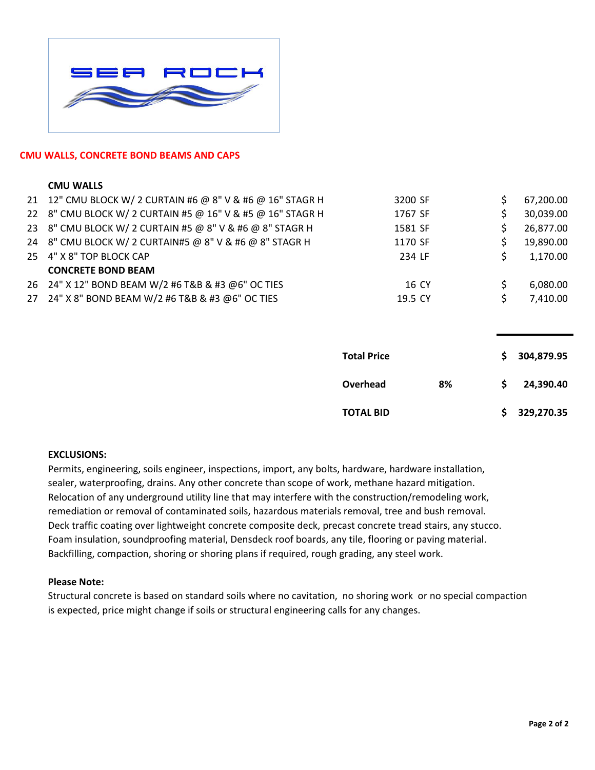SEA ROCK

## CMU WALLS, CONCRETE BOND BEAMS AND CAPS

| | | | |
|---|---|---|---|
| | **CMU WALLS** | | |
| 21 | 12" CMU BLOCK W/ 2 CURTAIN #6 @ 8" V & #6 @ 16" STAGR H | 3200 SF | $ 67,200.00 |
| 22 | 8" CMU BLOCK W/ 2 CURTAIN #5 @ 16" V & #5 @ 16" STAGR H | 1767 SF | $ 30,039.00 |
| 23 | 8" CMU BLOCK W/ 2 CURTAIN #5 @ 8" V & #6 @ 8" STAGR H | 1581 SF | $ 26,877.00 |
| 24 | 8" CMU BLOCK W/ 2 CURTAIN#5 @ 8" V & #6 @ 8" STAGR H | 1170 SF | $ 19,890.00 |
| 25 | 4" X 8" TOP BLOCK CAP | 234 LF | $ 1,170.00 |
| | **CONCRETE BOND BEAM** | | |
| 26 | 24" X 12" BOND BEAM W/2 #6 T&B & #3 @6" OC TIES | 16 CY | $ 6,080.00 |
| 27 | 24" X 8" BOND BEAM W/2 #6 T&B & #3 @6" OC TIES | 19.5 CY | $ 7,410.00 |

| | | |
|---|---|---|
| **Total Price** | | **$ 304,879.95** |
| **Overhead** | **8%** | **$ 24,390.40** |
| **TOTAL BID** | | **$ 329,270.35** |

**EXCLUSIONS:**

Permits, engineering, soils engineer, inspections, import, any bolts, hardware, hardware installation, sealer, waterproofing, drains. Any other concrete than scope of work, methane hazard mitigation. Relocation of any underground utility line that may interfere with the construction/remodeling work, remediation or removal of contaminated soils, hazardous materials removal, tree and bush removal. Deck traffic coating over lightweight concrete composite deck, precast concrete tread stairs, any stucco. Foam insulation, soundproofing material, Densdeck roof boards, any tile, flooring or paving material. Backfilling, compaction, shoring or shoring plans if required, rough grading, any steel work.

**Please Note:**

Structural concrete is based on standard soils where no cavitation, no shoring work or no special compaction is expected, price might change if soils or structural engineering calls for any changes.